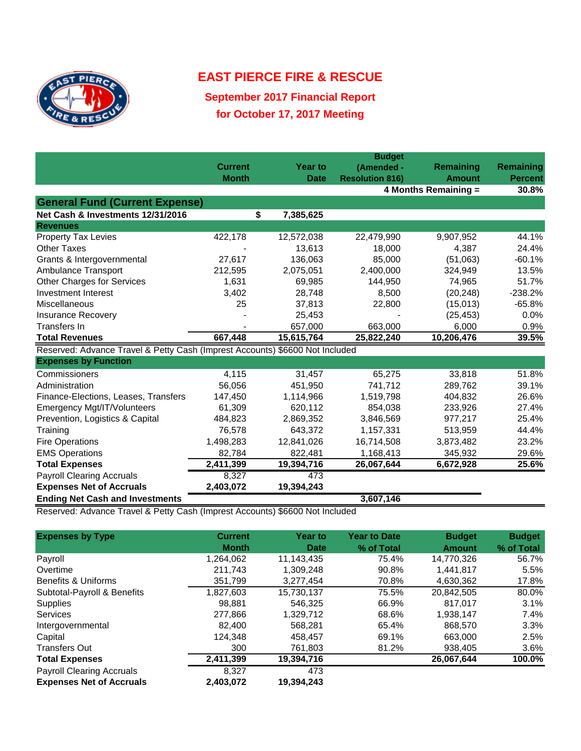# EAST PIERCE FIRE & RESCUE

## September 2017 Financial Report

## for October 17, 2017 Meeting

| | Current Month | Year to Date | Budget (Amended - Resolution 816) | Remaining Amount | Remaining Percent |
|---|---|---|---|---|---|
| | | | 4 Months Remaining = | | 30.8% |
| **General Fund (Current Expense)** | | | | | |
| **Net Cash & Investments 12/31/2016** | $ | **7,385,625** | | | |
| **Revenues** | | | | | |
| Property Tax Levies | 422,178 | 12,572,038 | 22,479,990 | 9,907,952 | 44.1% |
| Other Taxes | - | 13,613 | 18,000 | 4,387 | 24.4% |
| Grants & Intergovernmental | 27,617 | 136,063 | 85,000 | (51,063) | -60.1% |
| Ambulance Transport | 212,595 | 2,075,051 | 2,400,000 | 324,949 | 13.5% |
| Other Charges for Services | 1,631 | 69,985 | 144,950 | 74,965 | 51.7% |
| Investment Interest | 3,402 | 28,748 | 8,500 | (20,248) | -238.2% |
| Miscellaneous | 25 | 37,813 | 22,800 | (15,013) | -65.8% |
| Insurance Recovery | - | 25,453 | - | (25,453) | 0.0% |
| Transfers In | - | 657,000 | 663,000 | 6,000 | 0.9% |
| **Total Revenues** | **667,448** | **15,615,764** | **25,822,240** | **10,206,476** | **39.5%** |
| Reserved: Advance Travel & Petty Cash (Imprest Accounts) $6600 Not Included | | | | | |
| **Expenses by Function** | | | | | |
| Commissioners | 4,115 | 31,457 | 65,275 | 33,818 | 51.8% |
| Administration | 56,056 | 451,950 | 741,712 | 289,762 | 39.1% |
| Finance-Elections, Leases, Transfers | 147,450 | 1,114,966 | 1,519,798 | 404,832 | 26.6% |
| Emergency Mgt/IT/Volunteers | 61,309 | 620,112 | 854,038 | 233,926 | 27.4% |
| Prevention, Logistics & Capital | 484,823 | 2,869,352 | 3,846,569 | 977,217 | 25.4% |
| Training | 76,578 | 643,372 | 1,157,331 | 513,959 | 44.4% |
| Fire Operations | 1,498,283 | 12,841,026 | 16,714,508 | 3,873,482 | 23.2% |
| EMS Operations | 82,784 | 822,481 | 1,168,413 | 345,932 | 29.6% |
| **Total Expenses** | **2,411,399** | **19,394,716** | **26,067,644** | **6,672,928** | **25.6%** |
| Payroll Clearing Accruals | 8,327 | 473 | | | |
| **Expenses Net of Accruals** | **2,403,072** | **19,394,243** | | | |
| **Ending Net Cash and Investments** | | | **3,607,146** | | |

Reserved: Advance Travel & Petty Cash (Imprest Accounts) $6600 Not Included

| **Expenses by Type** | Current Month | Year to Date | Year to Date % of Total | Budget Amount | Budget % of Total |
|---|---|---|---|---|---|
| Payroll | 1,264,062 | 11,143,435 | 75.4% | 14,770,326 | 56.7% |
| Overtime | 211,743 | 1,309,248 | 90.8% | 1,441,817 | 5.5% |
| Benefits & Uniforms | 351,799 | 3,277,454 | 70.8% | 4,630,362 | 17.8% |
| Subtotal-Payroll & Benefits | 1,827,603 | 15,730,137 | 75.5% | 20,842,505 | 80.0% |
| Supplies | 98,881 | 546,325 | 66.9% | 817,017 | 3.1% |
| Services | 277,866 | 1,329,712 | 68.6% | 1,938,147 | 7.4% |
| Intergovernmental | 82,400 | 568,281 | 65.4% | 868,570 | 3.3% |
| Capital | 124,348 | 458,457 | 69.1% | 663,000 | 2.5% |
| Transfers Out | 300 | 761,803 | 81.2% | 938,405 | 3.6% |
| **Total Expenses** | **2,411,399** | **19,394,716** | | **26,067,644** | **100.0%** |
| Payroll Clearing Accruals | 8,327 | 473 | | | |
| **Expenses Net of Accruals** | **2,403,072** | **19,394,243** | | | |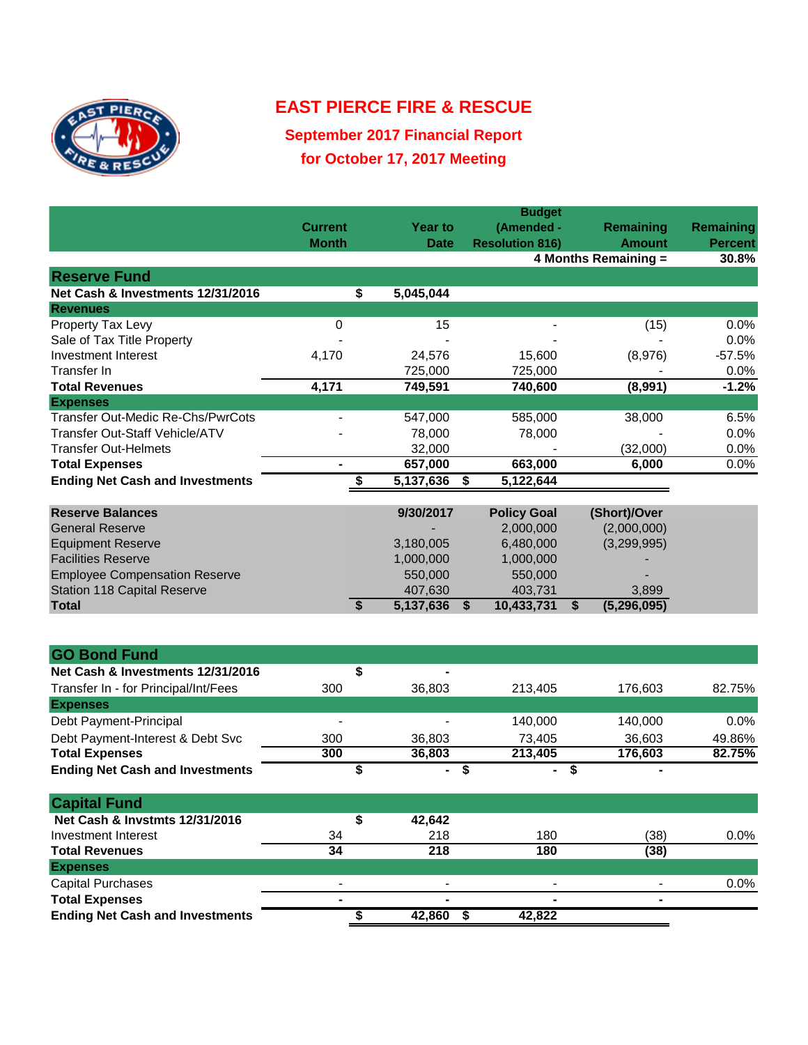# EAST PIERCE FIRE & RESCUE

## September 2017 Financial Report

## for October 17, 2017 Meeting

| | Current Month | Year to Date | Budget (Amended - Resolution 816) | Remaining Amount | Remaining Percent |
|---|---|---|---|---|---|
| | | | | 4 Months Remaining = | 30.8% |
| **Reserve Fund** | | | | | |
| **Net Cash & Investments 12/31/2016** | | $ 5,045,044 | | | |
| **Revenues** | | | | | |
| Property Tax Levy | 0 | 15 | - | (15) | 0.0% |
| Sale of Tax Title Property | - | - | - | - | 0.0% |
| Investment Interest | 4,170 | 24,576 | 15,600 | (8,976) | -57.5% |
| Transfer In | | 725,000 | 725,000 | - | 0.0% |
| **Total Revenues** | **4,171** | **749,591** | **740,600** | **(8,991)** | **-1.2%** |
| **Expenses** | | | | | |
| Transfer Out-Medic Re-Chs/PwrCots | - | 547,000 | 585,000 | 38,000 | 6.5% |
| Transfer Out-Staff Vehicle/ATV | - | 78,000 | 78,000 | - | 0.0% |
| Transfer Out-Helmets | | 32,000 | - | (32,000) | 0.0% |
| **Total Expenses** | **-** | **657,000** | **663,000** | **6,000** | 0.0% |
| **Ending Net Cash and Investments** | | **$ 5,137,636** | **$ 5,122,644** | | |

| Reserve Balances | 9/30/2017 | Policy Goal | (Short)/Over |
|---|---|---|---|
| General Reserve | - | 2,000,000 | (2,000,000) |
| Equipment Reserve | 3,180,005 | 6,480,000 | (3,299,995) |
| Facilities Reserve | 1,000,000 | 1,000,000 | - |
| Employee Compensation Reserve | 550,000 | 550,000 | - |
| Station 118 Capital Reserve | 407,630 | 403,731 | 3,899 |
| **Total** | **$ 5,137,636** | **$ 10,433,731** | **$ (5,296,095)** |

| | Current Month | Year to Date | Budget (Amended - Resolution 816) | Remaining Amount | Remaining Percent |
|---|---|---|---|---|---|
| **GO Bond Fund** | | | | | |
| **Net Cash & Investments 12/31/2016** | | $ - | | | |
| Transfer In - for Principal/Int/Fees | 300 | 36,803 | 213,405 | 176,603 | 82.75% |
| **Expenses** | | | | | |
| Debt Payment-Principal | - | - | 140,000 | 140,000 | 0.0% |
| Debt Payment-Interest & Debt Svc | 300 | 36,803 | 73,405 | 36,603 | 49.86% |
| **Total Expenses** | **300** | **36,803** | **213,405** | **176,603** | **82.75%** |
| **Ending Net Cash and Investments** | | **$ -** | **$ -** | **$ -** | |

| | Current Month | Year to Date | Budget (Amended - Resolution 816) | Remaining Amount | Remaining Percent |
|---|---|---|---|---|---|
| **Capital Fund** | | | | | |
| **Net Cash & Invstmts 12/31/2016** | | $ 42,642 | | | |
| Investment Interest | 34 | 218 | 180 | (38) | 0.0% |
| **Total Revenues** | **34** | **218** | **180** | **(38)** | |
| **Expenses** | | | | | |
| Capital Purchases | - | - | - | - | 0.0% |
| **Total Expenses** | **-** | **-** | **-** | **-** | |
| **Ending Net Cash and Investments** | | **$ 42,860** | **$ 42,822** | | |